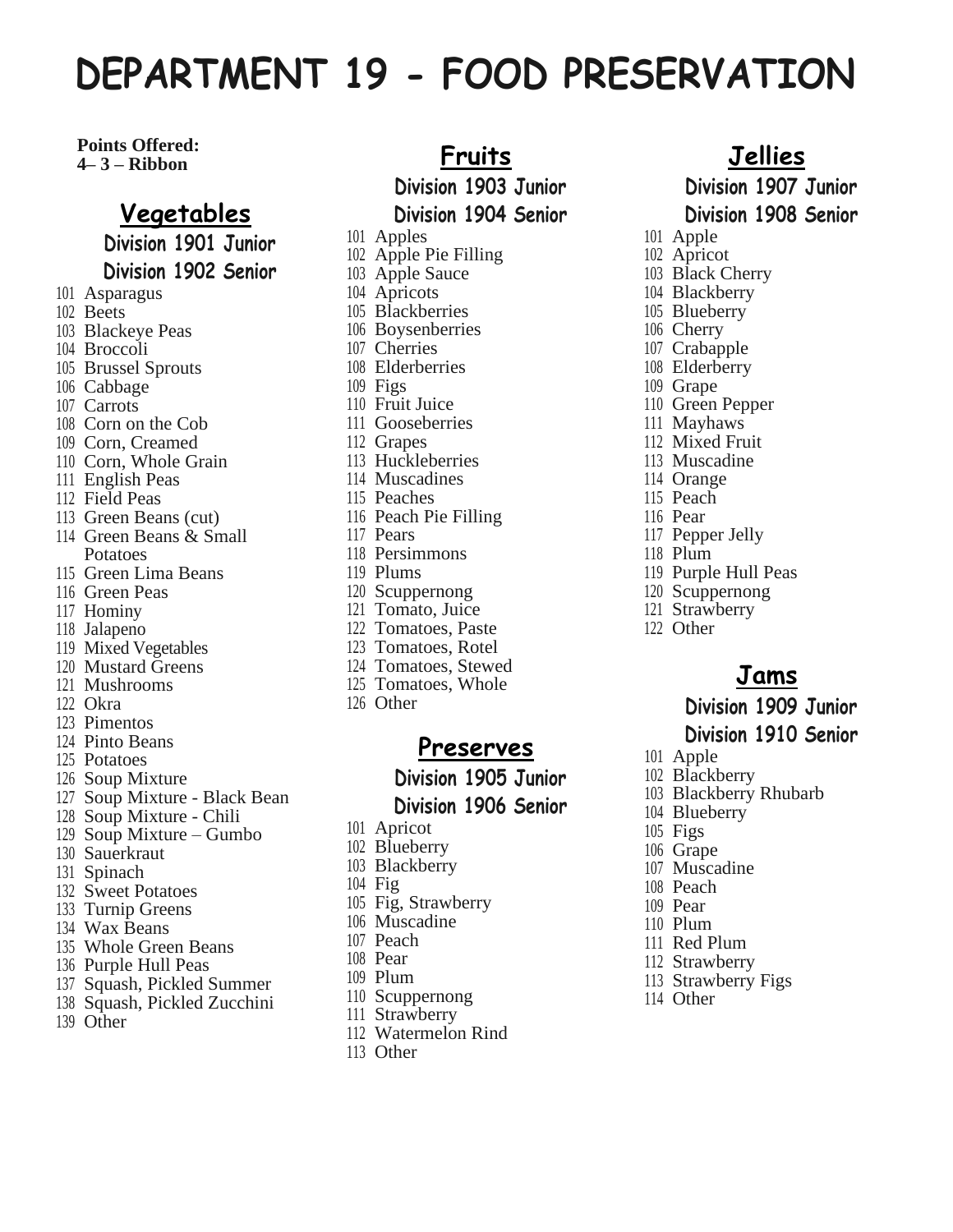# DEPARTMENT 19 - FOOD PRESERVATION

**Points Offered:**
**4– 3 – Ribbon**

## Vegetables

### Division 1901 Junior
### Division 1902 Senior

101 Asparagus
102 Beets
103 Blackeye Peas
104 Broccoli
105 Brussel Sprouts
106 Cabbage
107 Carrots
108 Corn on the Cob
109 Corn, Creamed
110 Corn, Whole Grain
111 English Peas
112 Field Peas
113 Green Beans (cut)
114 Green Beans & Small Potatoes
115 Green Lima Beans
116 Green Peas
117 Hominy
118 Jalapeno
119 Mixed Vegetables
120 Mustard Greens
121 Mushrooms
122 Okra
123 Pimentos
124 Pinto Beans
125 Potatoes
126 Soup Mixture
127 Soup Mixture - Black Bean
128 Soup Mixture - Chili
129 Soup Mixture – Gumbo
130 Sauerkraut
131 Spinach
132 Sweet Potatoes
133 Turnip Greens
134 Wax Beans
135 Whole Green Beans
136 Purple Hull Peas
137 Squash, Pickled Summer
138 Squash, Pickled Zucchini
139 Other

## Fruits

### Division 1903 Junior
### Division 1904 Senior

101 Apples
102 Apple Pie Filling
103 Apple Sauce
104 Apricots
105 Blackberries
106 Boysenberries
107 Cherries
108 Elderberries
109 Figs
110 Fruit Juice
111 Gooseberries
112 Grapes
113 Huckleberries
114 Muscadines
115 Peaches
116 Peach Pie Filling
117 Pears
118 Persimmons
119 Plums
120 Scuppernong
121 Tomato, Juice
122 Tomatoes, Paste
123 Tomatoes, Rotel
124 Tomatoes, Stewed
125 Tomatoes, Whole
126 Other

## Preserves

### Division 1905 Junior
### Division 1906 Senior

101 Apricot
102 Blueberry
103 Blackberry
104 Fig
105 Fig, Strawberry
106 Muscadine
107 Peach
108 Pear
109 Plum
110 Scuppernong
111 Strawberry
112 Watermelon Rind
113 Other

## Jellies

### Division 1907 Junior
### Division 1908 Senior

101 Apple
102 Apricot
103 Black Cherry
104 Blackberry
105 Blueberry
106 Cherry
107 Crabapple
108 Elderberry
109 Grape
110 Green Pepper
111 Mayhaws
112 Mixed Fruit
113 Muscadine
114 Orange
115 Peach
116 Pear
117 Pepper Jelly
118 Plum
119 Purple Hull Peas
120 Scuppernong
121 Strawberry
122 Other

## Jams

### Division 1909 Junior
### Division 1910 Senior

101 Apple
102 Blackberry
103 Blackberry Rhubarb
104 Blueberry
105 Figs
106 Grape
107 Muscadine
108 Peach
109 Pear
110 Plum
111 Red Plum
112 Strawberry
113 Strawberry Figs
114 Other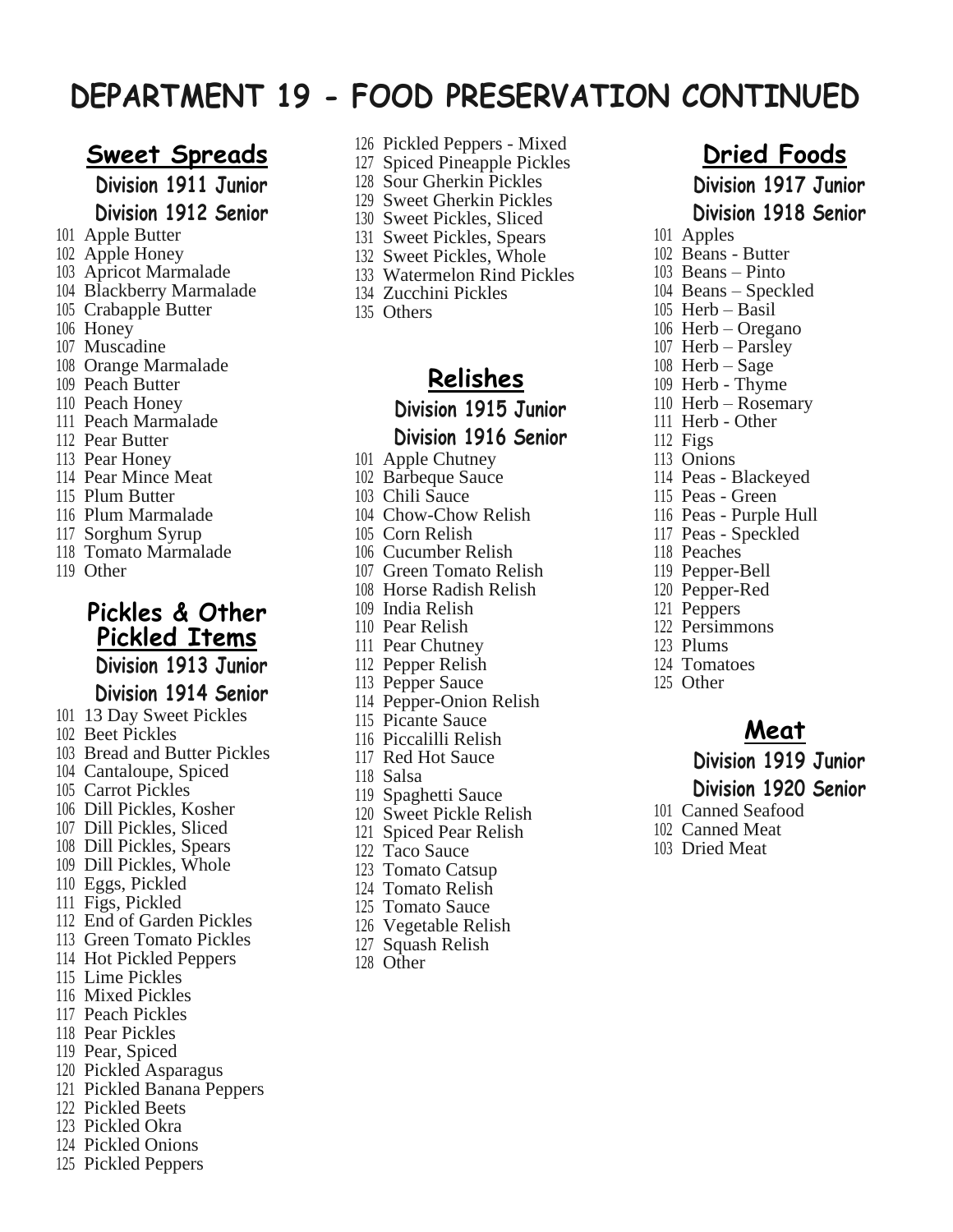# DEPARTMENT 19 - FOOD PRESERVATION CONTINUED

## Sweet Spreads

### Division 1911 Junior
### Division 1912 Senior

101 Apple Butter
102 Apple Honey
103 Apricot Marmalade
104 Blackberry Marmalade
105 Crabapple Butter
106 Honey
107 Muscadine
108 Orange Marmalade
109 Peach Butter
110 Peach Honey
111 Peach Marmalade
112 Pear Butter
113 Pear Honey
114 Pear Mince Meat
115 Plum Butter
116 Plum Marmalade
117 Sorghum Syrup
118 Tomato Marmalade
119 Other

## Pickles & Other Pickled Items

### Division 1913 Junior
### Division 1914 Senior

101 13 Day Sweet Pickles
102 Beet Pickles
103 Bread and Butter Pickles
104 Cantaloupe, Spiced
105 Carrot Pickles
106 Dill Pickles, Kosher
107 Dill Pickles, Sliced
108 Dill Pickles, Spears
109 Dill Pickles, Whole
110 Eggs, Pickled
111 Figs, Pickled
112 End of Garden Pickles
113 Green Tomato Pickles
114 Hot Pickled Peppers
115 Lime Pickles
116 Mixed Pickles
117 Peach Pickles
118 Pear Pickles
119 Pear, Spiced
120 Pickled Asparagus
121 Pickled Banana Peppers
122 Pickled Beets
123 Pickled Okra
124 Pickled Onions
125 Pickled Peppers
126 Pickled Peppers - Mixed
127 Spiced Pineapple Pickles
128 Sour Gherkin Pickles
129 Sweet Gherkin Pickles
130 Sweet Pickles, Sliced
131 Sweet Pickles, Spears
132 Sweet Pickles, Whole
133 Watermelon Rind Pickles
134 Zucchini Pickles
135 Others

## Relishes

### Division 1915 Junior
### Division 1916 Senior

101 Apple Chutney
102 Barbeque Sauce
103 Chili Sauce
104 Chow-Chow Relish
105 Corn Relish
106 Cucumber Relish
107 Green Tomato Relish
108 Horse Radish Relish
109 India Relish
110 Pear Relish
111 Pear Chutney
112 Pepper Relish
113 Pepper Sauce
114 Pepper-Onion Relish
115 Picante Sauce
116 Piccalilli Relish
117 Red Hot Sauce
118 Salsa
119 Spaghetti Sauce
120 Sweet Pickle Relish
121 Spiced Pear Relish
122 Taco Sauce
123 Tomato Catsup
124 Tomato Relish
125 Tomato Sauce
126 Vegetable Relish
127 Squash Relish
128 Other

## Dried Foods

### Division 1917 Junior
### Division 1918 Senior

101 Apples
102 Beans - Butter
103 Beans – Pinto
104 Beans – Speckled
105 Herb – Basil
106 Herb – Oregano
107 Herb – Parsley
108 Herb – Sage
109 Herb - Thyme
110 Herb – Rosemary
111 Herb - Other
112 Figs
113 Onions
114 Peas - Blackeyed
115 Peas - Green
116 Peas - Purple Hull
117 Peas - Speckled
118 Peaches
119 Pepper-Bell
120 Pepper-Red
121 Peppers
122 Persimmons
123 Plums
124 Tomatoes
125 Other

## Meat

### Division 1919 Junior
### Division 1920 Senior

101 Canned Seafood
102 Canned Meat
103 Dried Meat